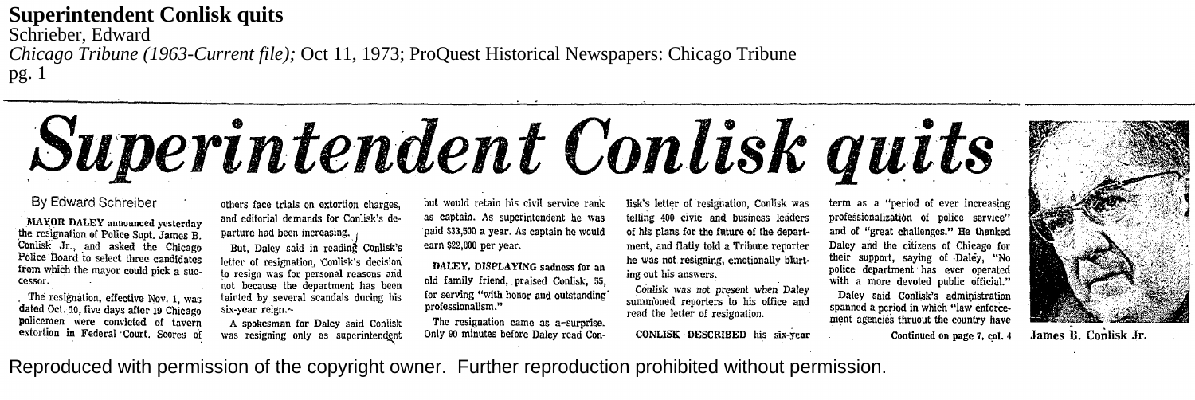# Superintendent Conlisk quits

By Edward Schreiber

**MAYOR DALEY** announced yesterday the resignation of Police Supt. James B. Conlisk Jr., and asked the Chicago Police Board to select three candidates from which the mayor could pick a successor.

The resignation, effective Nov. 1, was dated Oct. 10, five days after 19 Chicago policemen were convicted of tavern extortion in Federal Court. Scores of others face trials on extortion charges, and editorial demands for Conlisk's departure had been increasing.

But, Daley said in reading Conlisk's letter of resignation, Conlisk's decision to resign was for personal reasons and not because the department has been tainted by several scandals during his six-year reign.

A spokesman for Daley said Conlisk was resigning only as superintendent but would retain his civil service rank as captain. As superintendent he was paid $33,500 a year. As captain he would earn $22,000 per year.

**DALEY, DISPLAYING** sadness for an old family friend, praised Conlisk, 55, for serving "with honor and outstanding professionalism."

The resignation came as a surprise. Only 90 minutes before Daley read Conlisk's letter of resignation, Conlisk was telling 400 civic and business leaders of his plans for the future of the department, and flatly told a Tribune reporter he was not resigning, emotionally blurting out his answers.

Conlisk was not present when Daley summoned reporters to his office and read the letter of resignation.

**CONLISK DESCRIBED** his six-year term as a "period of ever increasing professionalization of police service" and of "great challenges." He thanked Daley and the citizens of Chicago for their support, saying of Daley, "No police department has ever operated with a more devoted public official."

Daley said Conlisk's administration spanned a period in which "law enforcement agencies thruout the country have

Continued on page 7, col. 4

James B. Conlisk Jr.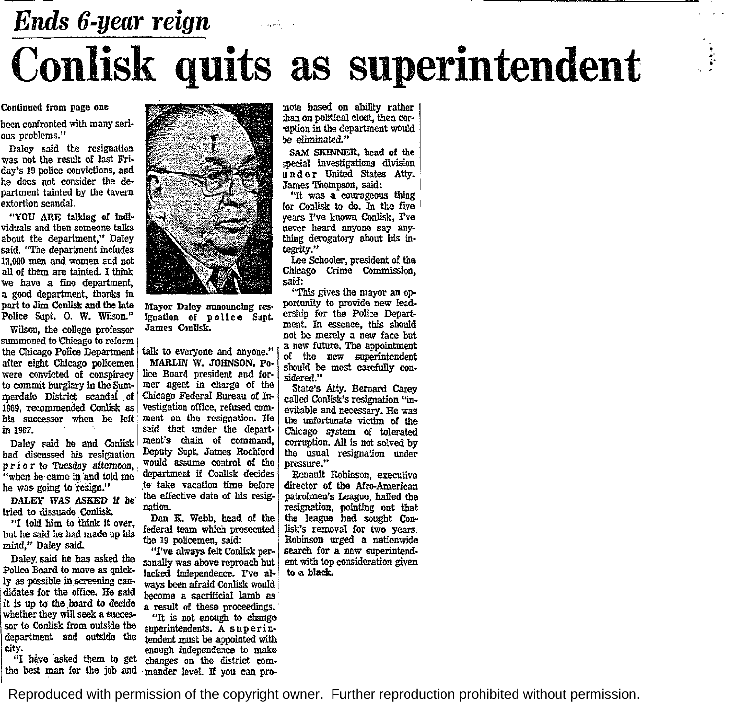*Ends 6-year reign*

# Conlisk quits as superintendent

Continued from page one

been confronted with many serious problems."

Daley said the resignation was not the result of last Friday's 19 police convictions, and he does not consider the department tainted by the tavern extortion scandal.

"YOU ARE talking of individuals and then someone talks about the department," Daley said. "The department includes 13,000 men and women and not all of them are tainted. I think we have a fine department, a good department, thanks in part to Jim Conlisk and the late Police Supt. O. W. Wilson."

Wilson, the college professor summoned to Chicago to reform the Chicago Police Department after eight Chicago policemen were convicted of conspiracy to commit burglary in the Summerdale District scandal of 1969, recommended Conlisk as his successor when he left in 1967.

Daley said he and Conlisk had discussed his resignation prior to Tuesday afternoon, "when he came in and told me he was going to resign."

*DALEY WAS ASKED* if he tried to dissuade Conlisk.

"I told him to think it over, but he said he had made up his mind," Daley said.

Daley said he has asked the Police Board to move as quickly as possible in screening candidates for the office. He said it is up to the board to decide whether they will seek a successor to Conlisk from outside the department and outside the city.

"I have asked them to get the best man for the job and talk to everyone and anyone."

Mayor Daley announcing resignation of police Supt. James Conlisk.

MARLIN W. JOHNSON, Police Board president and former agent in charge of the Chicago Federal Bureau of Investigation office, refused comment on the resignation. He said that under the department's chain of command, Deputy Supt. James Rochford would assume control of the department if Conlisk decides to take vacation time before the effective date of his resignation.

Dan K. Webb, head of the federal team which prosecuted the 19 policemen, said:

"I've always felt Conlisk personally was above reproach but lacked independence. I've always been afraid Conlisk would become a sacrificial lamb as a result of these proceedings.

"It is not enough to change superintendents. A superintendent must be appointed with enough independence to make changes on the district commander level. If you can promote based on ability rather than on political clout, then corruption in the department would be eliminated."

SAM SKINNER, head of the special investigations division under United States Atty. James Thompson, said:

"It was a courageous thing for Conlisk to do. In the five years I've known Conlisk, I've never heard anyone say anything derogatory about his integrity."

Lee Schooler, president of the Chicago Crime Commission, said:

"This gives the mayor an opportunity to provide new leadership for the Police Department. In essence, this should not be merely a new face but a new future. The appointment of the new superintendent should be most carefully considered."

State's Atty. Bernard Carey called Conlisk's resignation "inevitable and necessary. He was the unfortunate victim of the Chicago system of tolerated corruption. All is not solved by the usual resignation under pressure."

Renault Robinson, executive director of the Afro-American patrolmen's League, hailed the resignation, pointing out that the league had sought Conlisk's removal for two years. Robinson urged a nationwide search for a new superintendent with top consideration given to a black.

Reproduced with permission of the copyright owner. Further reproduction prohibited without permission.